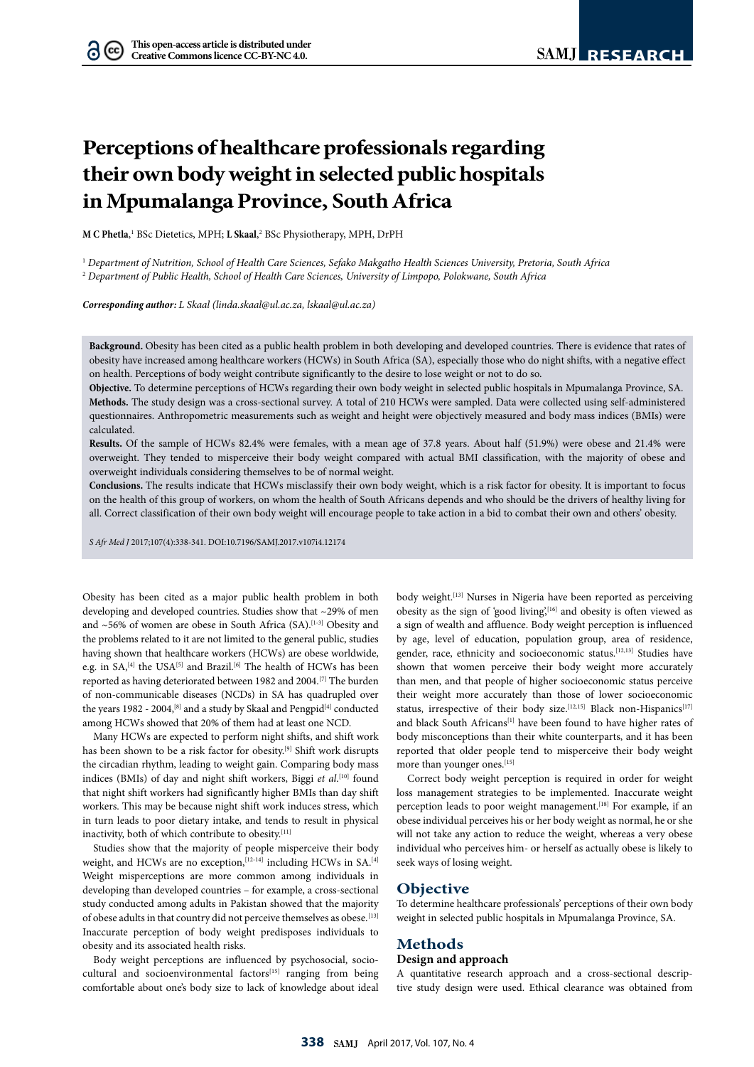# Perceptions of healthcare professionals regarding their own body weight in selected public hospitals in Mpumalanga Province, South Africa

**M C Phetla**,[1] BSc Dietetics, MPH; **L Skaal**,[2] BSc Physiotherapy, MPH, DrPH

[1] *Department of Nutrition, School of Health Care Sciences, Sefako Makgatho Health Sciences University, Pretoria, South Africa*
[2] *Department of Public Health, School of Health Care Sciences, University of Limpopo, Polokwane, South Africa*

***Corresponding author:** L Skaal (linda.skaal@ul.ac.za, lskaal@ul.ac.za)*

**Background.** Obesity has been cited as a public health problem in both developing and developed countries. There is evidence that rates of obesity have increased among healthcare workers (HCWs) in South Africa (SA), especially those who do night shifts, with a negative effect on health. Perceptions of body weight contribute significantly to the desire to lose weight or not to do so.

**Objective.** To determine perceptions of HCWs regarding their own body weight in selected public hospitals in Mpumalanga Province, SA.

**Methods.** The study design was a cross-sectional survey. A total of 210 HCWs were sampled. Data were collected using self-administered questionnaires. Anthropometric measurements such as weight and height were objectively measured and body mass indices (BMIs) were calculated.

**Results.** Of the sample of HCWs 82.4% were females, with a mean age of 37.8 years. About half (51.9%) were obese and 21.4% were overweight. They tended to misperceive their body weight compared with actual BMI classification, with the majority of obese and overweight individuals considering themselves to be of normal weight.

**Conclusions.** The results indicate that HCWs misclassify their own body weight, which is a risk factor for obesity. It is important to focus on the health of this group of workers, on whom the health of South Africans depends and who should be the drivers of healthy living for all. Correct classification of their own body weight will encourage people to take action in a bid to combat their own and others' obesity.

*S Afr Med J* 2017;107(4):338-341. DOI:10.7196/SAMJ.2017.v107i4.12174

Obesity has been cited as a major public health problem in both developing and developed countries. Studies show that ~29% of men and ~56% of women are obese in South Africa (SA).[1-3] Obesity and the problems related to it are not limited to the general public, studies having shown that healthcare workers (HCWs) are obese worldwide, e.g. in SA,[4] the USA[5] and Brazil.[6] The health of HCWs has been reported as having deteriorated between 1982 and 2004.[7] The burden of non-communicable diseases (NCDs) in SA has quadrupled over the years 1982 - 2004,[8] and a study by Skaal and Pengpid[4] conducted among HCWs showed that 20% of them had at least one NCD.

Many HCWs are expected to perform night shifts, and shift work has been shown to be a risk factor for obesity.[9] Shift work disrupts the circadian rhythm, leading to weight gain. Comparing body mass indices (BMIs) of day and night shift workers, Biggi *et al*.[10] found that night shift workers had significantly higher BMIs than day shift workers. This may be because night shift work induces stress, which in turn leads to poor dietary intake, and tends to result in physical inactivity, both of which contribute to obesity.[11]

Studies show that the majority of people misperceive their body weight, and HCWs are no exception,[12-14] including HCWs in SA.[4] Weight misperceptions are more common among individuals in developing than developed countries – for example, a cross-sectional study conducted among adults in Pakistan showed that the majority of obese adults in that country did not perceive themselves as obese.[13] Inaccurate perception of body weight predisposes individuals to obesity and its associated health risks.

Body weight perceptions are influenced by psychosocial, socio-cultural and socioenvironmental factors[15] ranging from being comfortable about one's body size to lack of knowledge about ideal body weight.[13] Nurses in Nigeria have been reported as perceiving obesity as the sign of 'good living',[16] and obesity is often viewed as a sign of wealth and affluence. Body weight perception is influenced by age, level of education, population group, area of residence, gender, race, ethnicity and socioeconomic status.[12,13] Studies have shown that women perceive their body weight more accurately than men, and that people of higher socioeconomic status perceive their weight more accurately than those of lower socioeconomic status, irrespective of their body size.[12,15] Black non-Hispanics[17] and black South Africans[1] have been found to have higher rates of body misconceptions than their white counterparts, and it has been reported that older people tend to misperceive their body weight more than younger ones.[15]

Correct body weight perception is required in order for weight loss management strategies to be implemented. Inaccurate weight perception leads to poor weight management.[18] For example, if an obese individual perceives his or her body weight as normal, he or she will not take any action to reduce the weight, whereas a very obese individual who perceives him- or herself as actually obese is likely to seek ways of losing weight.

## Objective

To determine healthcare professionals' perceptions of their own body weight in selected public hospitals in Mpumalanga Province, SA.

## Methods

### Design and approach

A quantitative research approach and a cross-sectional descriptive study design were used. Ethical clearance was obtained from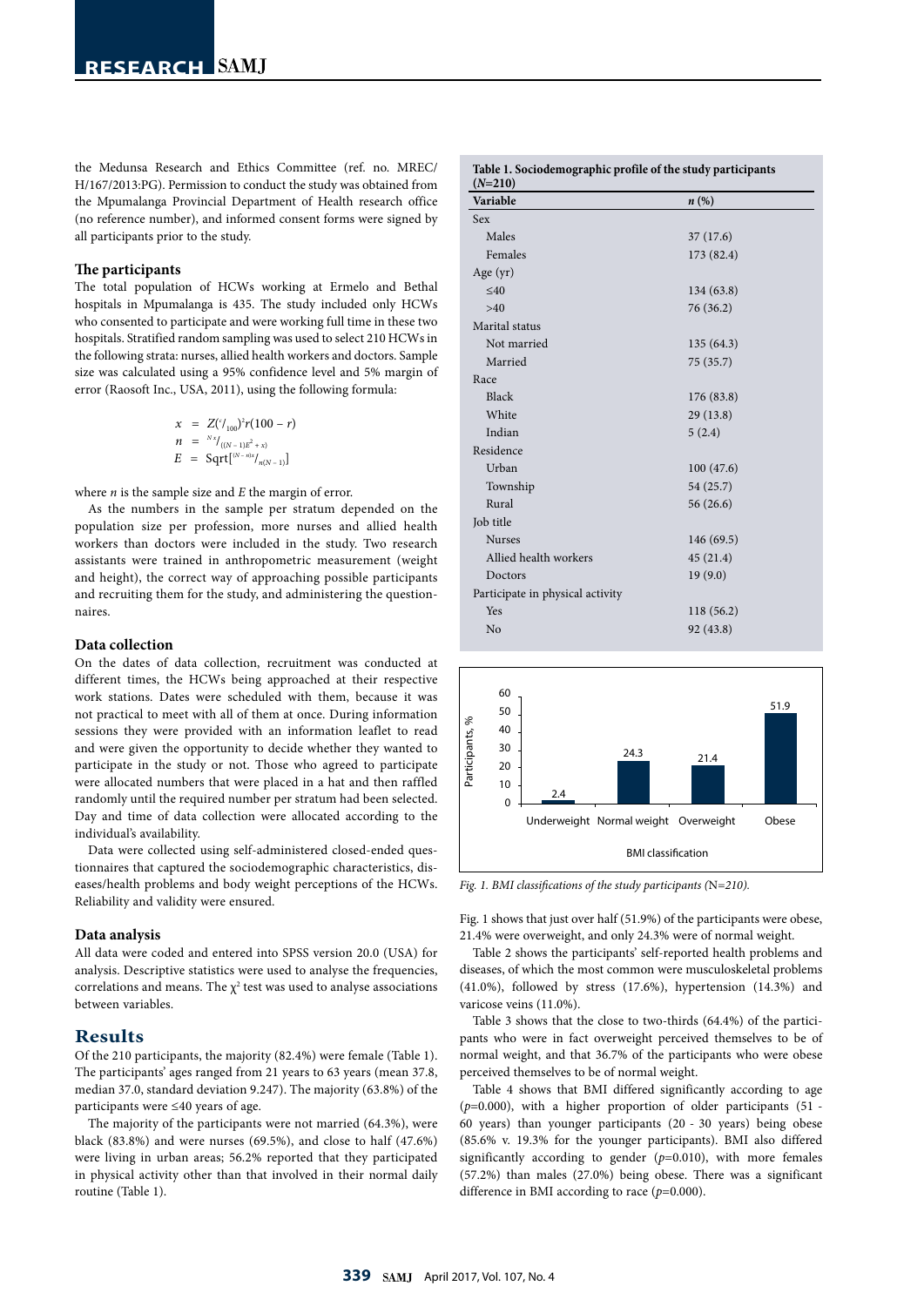the Medunsa Research and Ethics Committee (ref. no. MREC/H/167/2013:PG). Permission to conduct the study was obtained from the Mpumalanga Provincial Department of Health research office (no reference number), and informed consent forms were signed by all participants prior to the study.

### The participants

The total population of HCWs working at Ermelo and Bethal hospitals in Mpumalanga is 435. The study included only HCWs who consented to participate and were working full time in these two hospitals. Stratified random sampling was used to select 210 HCWs in the following strata: nurses, allied health workers and doctors. Sample size was calculated using a 95% confidence level and 5% margin of error (Raosoft Inc., USA, 2011), using the following formula:

$$x = Z(^c/_{100})^2 r(100 - r)$$
$$n = {}^{N\,x}/_{((N-1)E^2 + x)}$$
$$E = \text{Sqrt}[^{(N-n)x}/_{n(N-1)}]$$

where $n$ is the sample size and $E$ the margin of error.

As the numbers in the sample per stratum depended on the population size per profession, more nurses and allied health workers than doctors were included in the study. Two research assistants were trained in anthropometric measurement (weight and height), the correct way of approaching possible participants and recruiting them for the study, and administering the questionnaires.

### Data collection

On the dates of data collection, recruitment was conducted at different times, the HCWs being approached at their respective work stations. Dates were scheduled with them, because it was not practical to meet with all of them at once. During information sessions they were provided with an information leaflet to read and were given the opportunity to decide whether they wanted to participate in the study or not. Those who agreed to participate were allocated numbers that were placed in a hat and then raffled randomly until the required number per stratum had been selected. Day and time of data collection were allocated according to the individual's availability.

Data were collected using self-administered closed-ended questionnaires that captured the sociodemographic characteristics, diseases/health problems and body weight perceptions of the HCWs. Reliability and validity were ensured.

### Data analysis

All data were coded and entered into SPSS version 20.0 (USA) for analysis. Descriptive statistics were used to analyse the frequencies, correlations and means. The $\chi^2$ test was used to analyse associations between variables.

## Results

Of the 210 participants, the majority (82.4%) were female (Table 1). The participants' ages ranged from 21 years to 63 years (mean 37.8, median 37.0, standard deviation 9.247). The majority (63.8%) of the participants were ≤40 years of age.

The majority of the participants were not married (64.3%), were black (83.8%) and were nurses (69.5%), and close to half (47.6%) were living in urban areas; 56.2% reported that they participated in physical activity other than that involved in their normal daily routine (Table 1).

**Table 1. Sociodemographic profile of the study participants (*N*=210)**

| Variable | *n* (%) |
|---|---|
| Sex | |
| Males | 37 (17.6) |
| Females | 173 (82.4) |
| Age (yr) | |
| ≤40 | 134 (63.8) |
| >40 | 76 (36.2) |
| Marital status | |
| Not married | 135 (64.3) |
| Married | 75 (35.7) |
| Race | |
| Black | 176 (83.8) |
| White | 29 (13.8) |
| Indian | 5 (2.4) |
| Residence | |
| Urban | 100 (47.6) |
| Township | 54 (25.7) |
| Rural | 56 (26.6) |
| Job title | |
| Nurses | 146 (69.5) |
| Allied health workers | 45 (21.4) |
| Doctors | 19 (9.0) |
| Participate in physical activity | |
| Yes | 118 (56.2) |
| No | 92 (43.8) |

| BMI classification | Participants, % |
|---|---|
| Underweight | 2.4 |
| Normal weight | 24.3 |
| Overweight | 21.4 |
| Obese | 51.9 |

*Fig. 1. BMI classifications of the study participants (*N*=210).*

Fig. 1 shows that just over half (51.9%) of the participants were obese, 21.4% were overweight, and only 24.3% were of normal weight.

Table 2 shows the participants' self-reported health problems and diseases, of which the most common were musculoskeletal problems (41.0%), followed by stress (17.6%), hypertension (14.3%) and varicose veins (11.0%).

Table 3 shows that the close to two-thirds (64.4%) of the participants who were in fact overweight perceived themselves to be of normal weight, and that 36.7% of the participants who were obese perceived themselves to be of normal weight.

Table 4 shows that BMI differed significantly according to age ($p$=0.000), with a higher proportion of older participants (51 - 60 years) than younger participants (20 - 30 years) being obese (85.6% v. 19.3% for the younger participants). BMI also differed significantly according to gender ($p$=0.010), with more females (57.2%) than males (27.0%) being obese. There was a significant difference in BMI according to race ($p$=0.000).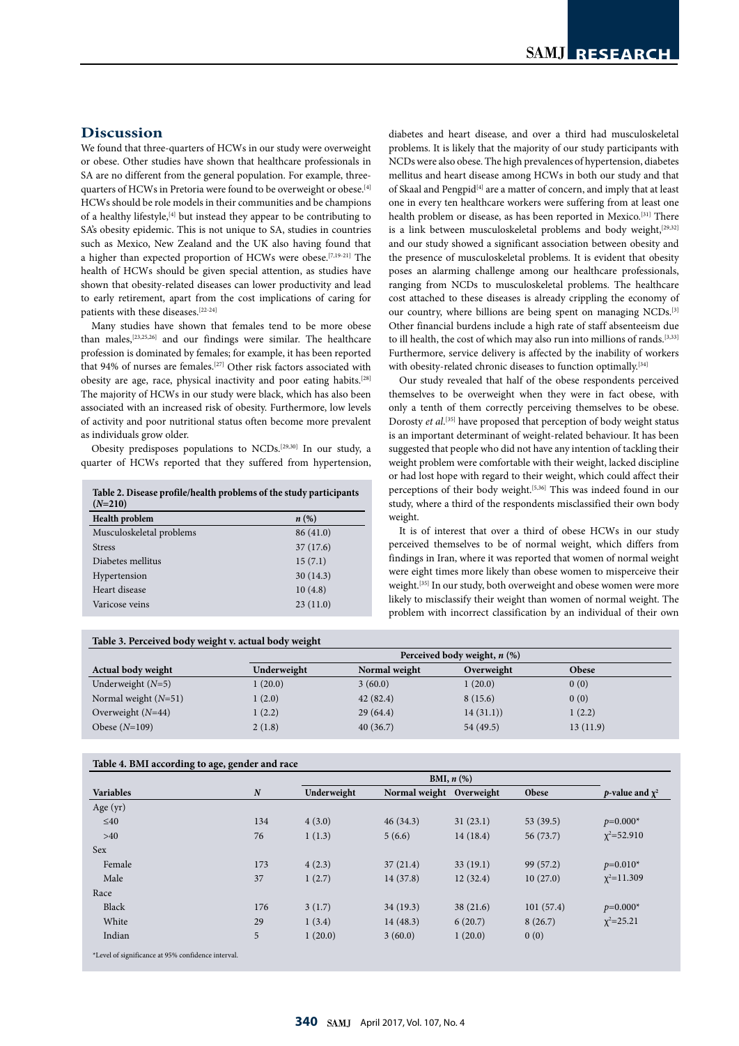## Discussion

We found that three-quarters of HCWs in our study were overweight or obese. Other studies have shown that healthcare professionals in SA are no different from the general population. For example, three-quarters of HCWs in Pretoria were found to be overweight or obese.[4] HCWs should be role models in their communities and be champions of a healthy lifestyle,[4] but instead they appear to be contributing to SA's obesity epidemic. This is not unique to SA, studies in countries such as Mexico, New Zealand and the UK also having found that a higher than expected proportion of HCWs were obese.[7,19-21] The health of HCWs should be given special attention, as studies have shown that obesity-related diseases can lower productivity and lead to early retirement, apart from the cost implications of caring for patients with these diseases.[22-24]

Many studies have shown that females tend to be more obese than males,[23,25,26] and our findings were similar. The healthcare profession is dominated by females; for example, it has been reported that 94% of nurses are females.[27] Other risk factors associated with obesity are age, race, physical inactivity and poor eating habits.[28] The majority of HCWs in our study were black, which has also been associated with an increased risk of obesity. Furthermore, low levels of activity and poor nutritional status often become more prevalent as individuals grow older.

Obesity predisposes populations to NCDs.[29,30] In our study, a quarter of HCWs reported that they suffered from hypertension, diabetes and heart disease, and over a third had musculoskeletal problems. It is likely that the majority of our study participants with NCDs were also obese. The high prevalences of hypertension, diabetes mellitus and heart disease among HCWs in both our study and that of Skaal and Pengpid[4] are a matter of concern, and imply that at least one in every ten healthcare workers were suffering from at least one health problem or disease, as has been reported in Mexico.[31] There is a link between musculoskeletal problems and body weight,[29,32] and our study showed a significant association between obesity and the presence of musculoskeletal problems. It is evident that obesity poses an alarming challenge among our healthcare professionals, ranging from NCDs to musculoskeletal problems. The healthcare cost attached to these diseases is already crippling the economy of our country, where billions are being spent on managing NCDs.[3] Other financial burdens include a high rate of staff absenteeism due to ill health, the cost of which may also run into millions of rands.[3,33] Furthermore, service delivery is affected by the inability of workers with obesity-related chronic diseases to function optimally.[34]

Our study revealed that half of the obese respondents perceived themselves to be overweight when they were in fact obese, with only a tenth of them correctly perceiving themselves to be obese. Dorosty *et al.*[35] have proposed that perception of body weight status is an important determinant of weight-related behaviour. It has been suggested that people who did not have any intention of tackling their weight problem were comfortable with their weight, lacked discipline or had lost hope with regard to their weight, which could affect their perceptions of their body weight.[5,36] This was indeed found in our study, where a third of the respondents misclassified their own body weight.

It is of interest that over a third of obese HCWs in our study perceived themselves to be of normal weight, which differs from findings in Iran, where it was reported that women of normal weight were eight times more likely than obese women to misperceive their weight.[35] In our study, both overweight and obese women were more likely to misclassify their weight than women of normal weight. The problem with incorrect classification by an individual of their own

**Table 2. Disease profile/health problems of the study participants (*N*=210)**

| Health problem | *n* (%) |
|---|---|
| Musculoskeletal problems | 86 (41.0) |
| Stress | 37 (17.6) |
| Diabetes mellitus | 15 (7.1) |
| Hypertension | 30 (14.3) |
| Heart disease | 10 (4.8) |
| Varicose veins | 23 (11.0) |

**Table 3. Perceived body weight v. actual body weight**

| | Perceived body weight, *n* (%) | | | |
|---|---|---|---|---|
| Actual body weight | Underweight | Normal weight | Overweight | Obese |
| Underweight (*N*=5) | 1 (20.0) | 3 (60.0) | 1 (20.0) | 0 (0) |
| Normal weight (*N*=51) | 1 (2.0) | 42 (82.4) | 8 (15.6) | 0 (0) |
| Overweight (*N*=44) | 1 (2.2) | 29 (64.4) | 14 (31.1)) | 1 (2.2) |
| Obese (*N*=109) | 2 (1.8) | 40 (36.7) | 54 (49.5) | 13 (11.9) |

**Table 4. BMI according to age, gender and race**

| | | BMI, *n* (%) | | | | |
|---|---|---|---|---|---|---|
| Variables | *N* | Underweight | Normal weight | Overweight | Obese | *p*-value and $\chi^2$ |
| Age (yr) | | | | | | |
| ≤40 | 134 | 4 (3.0) | 46 (34.3) | 31 (23.1) | 53 (39.5) | $p$=0.000* |
| >40 | 76 | 1 (1.3) | 5 (6.6) | 14 (18.4) | 56 (73.7) | $\chi^2$=52.910 |
| Sex | | | | | | |
| Female | 173 | 4 (2.3) | 37 (21.4) | 33 (19.1) | 99 (57.2) | $p$=0.010* |
| Male | 37 | 1 (2.7) | 14 (37.8) | 12 (32.4) | 10 (27.0) | $\chi^2$=11.309 |
| Race | | | | | | |
| Black | 176 | 3 (1.7) | 34 (19.3) | 38 (21.6) | 101 (57.4) | $p$=0.000* |
| White | 29 | 1 (3.4) | 14 (48.3) | 6 (20.7) | 8 (26.7) | $\chi^2$=25.21 |
| Indian | 5 | 1 (20.0) | 3 (60.0) | 1 (20.0) | 0 (0) | |

*Level of significance at 95% confidence interval.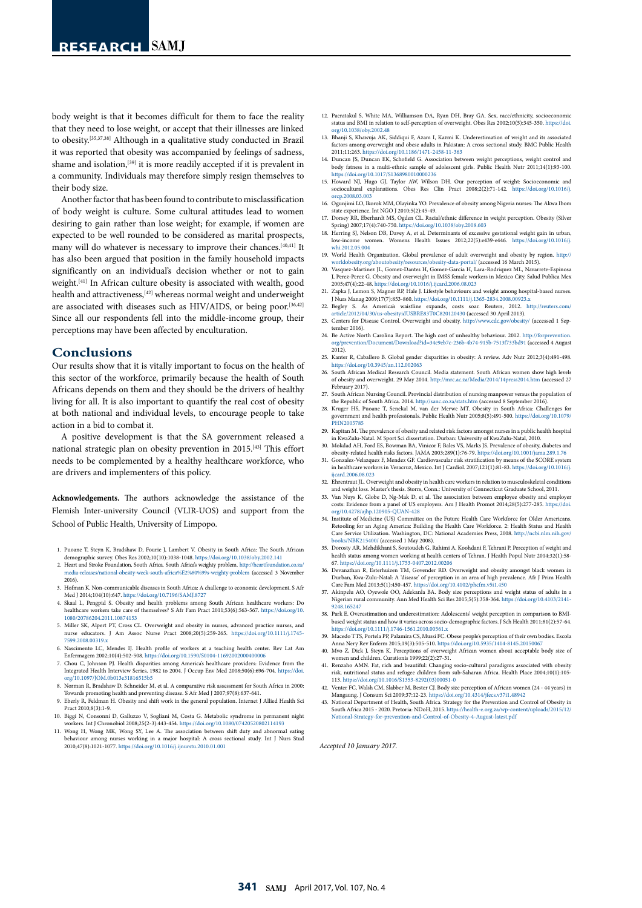body weight is that it becomes difficult for them to face the reality that they need to lose weight, or accept that their illnesses are linked to obesity.[35,37,38] Although in a qualitative study conducted in Brazil it was reported that obesity was accompanied by feelings of sadness, shame and isolation,[39] it is more readily accepted if it is prevalent in a community. Individuals may therefore simply resign themselves to their body size.

Another factor that has been found to contribute to misclassification of body weight is culture. Some cultural attitudes lead to women desiring to gain rather than lose weight; for example, if women are expected to be well rounded to be considered as marital prospects, many will do whatever is necessary to improve their chances.[40,41] It has also been argued that position in the family household impacts significantly on an individual's decision whether or not to gain weight.[41] In African culture obesity is associated with wealth, good health and attractiveness,[42] whereas normal weight and underweight are associated with diseases such as HIV/AIDS, or being poor.[36,42] Since all our respondents fell into the middle-income group, their perceptions may have been affected by enculturation.

## Conclusions

Our results show that it is vitally important to focus on the health of this sector of the workforce, primarily because the health of South Africans depends on them and they should be the drivers of healthy living for all. It is also important to quantify the real cost of obesity at both national and individual levels, to encourage people to take action in a bid to combat it.

A positive development is that the SA government released a national strategic plan on obesity prevention in 2015.[43] This effort needs to be complemented by a healthy healthcare workforce, who are drivers and implementers of this policy.

**Acknowledgements.** The authors acknowledge the assistance of the Flemish Inter-university Council (VLIR-UOS) and support from the School of Public Health, University of Limpopo.

1. Puoane T, Steyn K, Bradshaw D, Fourie J, Lambert V. Obesity in South Africa: The South African demographic survey. Obes Res 2002;10(10):1038-1048. https://doi.org/10.1038/oby.2002.141
2. Heart and Stroke Foundation, South Africa. South Africa's weighty problem. http://heartfoundation.co.za/media-releases/national-obesity-week-south-africa%E2%80%99s-weighty-problem (accessed 3 November 2016).
3. Hofman K. Non-communicable diseases in South Africa: A challenge to economic development. S Afr Med J 2014;104(10):647. https://doi.org/10.7196/SAMJ.8727
4. Skaal L, Pengpid S. Obesity and health problems among South African healthcare workers: Do healthcare workers take care of themselves? S Afr Fam Pract 2011;53(6):563-567. https://doi.org/10.1080/20786204.2011.10874153
5. Miller SK, Alpert PT, Cross CL. Overweight and obesity in nurses, advanced practice nurses, and nurse educators. J Am Assoc Nurse Pract 2008;20(5):259-265. https://doi.org/10.1111/j.1745-7599.2008.00319.x
6. Nascimento LC, Mendes IJ. Health profile of workers at a teaching health center. Rev Lat Am Enfermagem 2002;10(4):502-508. https://doi.org/10.1590/S0104-11692002000400006
7. Chou C, Johnson PJ. Health disparities among America's healthcare providers: Evidence from the Integrated Health Interview Series, 1982 to 2004. J Occup Env Med 2008;50(6):696-704. https://doi.org/10.1097/JOM.0b013e31816515b5
8. Norman R, Bradshaw D, Schneider M, et al. A comparative risk assessment for South Africa in 2000: Towards promoting health and preventing disease. S Afr Med J 2007;97(8):637-641.
9. Eberly R, Feldman H. Obesity and shift work in the general population. Internet J Allied Health Sci Pract 2010;8(3):1-9.
10. Biggi N, Consonni D, Galluzzo V, Sogliani M, Costa G. Metabolic syndrome in permanent night workers. Int J Chronobiol 2008;25(2-3):443-454. https://doi.org/10.1080/07420520802114193
11. Wong H, Wong MK, Wong SY, Lee A. The association between shift duty and abnormal eating behaviour among nurses working in a major hospital: A cross sectional study. Int J Nurs Stud 2010;47(8):1021-1077. https://doi.org/10.1016/j.ijnurstu.2010.01.001
12. Paeratakul S, White MA, Williamson DA, Ryan DH, Bray GA. Sex, race/ethnicity, socioeconomic status and BMI in relation to self-perception of overweight. Obes Res 2002;10(5):345-350. https://doi.org/10.1038/oby.2002.48
13. Bhanji S, Khawaja AK, Siddiqui F, Azam I, Kazmi K. Underestimation of weight and its associated factors among overweight and obese adults in Pakistan: A cross sectional study. BMC Public Health 2011;11:263. https://doi.org/10.1186/1471-2458-11-363
14. Duncan JS, Duncan EK, Schofield G. Association between weight perceptions, weight control and body fatness in a multi-ethnic sample of adolescent girls. Public Health Nutr 2011;14(1):93-100. https://doi.org/10.1017/S1368980010000236
15. Howard NJ, Hugo GJ, Taylor AW, Wilson DH. Our perception of weight: Socioeconomic and sociocultural explanations. Obes Res Clin Pract 2008;2(2):71-142. https://doi.org/10.1016/j.orcp.2008.03.003
16. Ogunjimi LO, Ikorok MM, Olayinka YO. Prevalence of obesity among Nigeria nurses: The Akwa Ibom state experience. Int NGO J 2010;5(2):45-49.
17. Dorsey RR, Eberhardt MS, Ogden CL. Racial/ethnic difference in weight perception. Obesity (Silver Spring) 2007;17(4):740-750. https://doi.org/10.1038/oby.2008.603
18. Herring SJ, Nelson DB, Davey A, et al. Determinants of excessive gestational weight gain in urban, low-income women. Womens Health Issues 2012;22(5):e439-e446. https://doi.org/10.1016/j.whi.2012.05.004
19. World Health Organization. Global prevalence of adult overweight and obesity by region. http://worldobesity.org/aboutobesity/resources/obesity-data-portal/ (accessed 16 March 2015).
20. Vasquez-Martinez JL, Gomez-Dantes H, Gomez-Garcia H, Lara-Rodriquez ML, Navarrete-Espinosa J, Perez-Perez G. Obesity and overweight in IMSS female workers in Mexico City. Salud Publica Mex 2005;47(4):22-48. https://doi.org/10.1016/j.ijcard.2006.08.023
21. Zapka J, Lemon S, Magner RP, Hale J. Lifestyle behaviours and weight among hospital-based nurses. J Nurs Manag 2009;17(7):853-860. https://doi.org/10.1111/j.1365-2834.2008.00923.x
22. Begley S. As America's waistline expands, costs soar. Reuters, 2012. http://reuters.com/article/2012/04/30/us-obesityidUSBRE83T0C820120430 (accessed 30 April 2013).
23. Centers for Disease Control. Overweight and obesity. http://www.cdc.gov/obesity/ (accessed 1 September 2016).
24. Be Active North Carolina Report. The high cost of unhealthy behaviour. 2012. http://forprevention.org/prevention/Document/Download?id=34e9eb7c-236b-4b74-915b-7513f733bd91 (accessed 4 August 2012).
25. Kanter R, Caballero B. Global gender disparities in obesity: A review. Adv Nutr 2012;3(4):491-498. https://doi.org/10.3945/an.112.002063
26. South African Medical Research Council. Media statement. South African women show high levels of obesity and overweight. 29 May 2014. http://mrc.ac.za/Media/2014/14press2014.htm (accessed 27 February 2017).
27. South African Nursing Council. Provincial distribution of nursing manpower versus the population of the Republic of South Africa. 2014. http://sanc.co.za/stats.htm (accessed 8 September 2016).
28. Kruger HS, Puoane T, Senekal M, van der Merwe MT. Obesity in South Africa: Challenges for government and health professionals. Public Health Nutr 2005;8(5):491-500. https://doi.org/10.1079/PHN2005785
29. Kapitan M. The prevalence of obesity and related risk factors amongst nurses in a public health hospital in KwaZulu-Natal. M Sport Sci dissertation. Durban: University of KwaZulu-Natal, 2010.
30. Mokdad AH, Ford ES, Bowman BA, Vinicor F, Bales VS, Marks JS. Prevalence of obesity, diabetes and obesity-related health risks factors. JAMA 2003;289(1):76-79. https://doi.org/10.1001/jama.289.1.76
31. Gonzalez-Velazquez F, Mendez GF. Cardiovascular risk stratification by means of the SCORE system in healthcare workers in Veracruz, Mexico. Int J Cardiol. 2007;121(1):81-83. https://doi.org/10.1016/j.ijcard.2006.08.023
32. Ehrentraut JL. Overweight and obesity in health care workers in relation to musculoskeletal conditions and weight loss. Master's thesis. Storrs, Conn.: University of Connecticut Graduate School, 2011.
33. Van Nuys K, Globe D, Ng-Mak D, et al. The association between employee obesity and employer costs: Evidence from a panel of US employers. Am J Health Promot 2014;28(5):277-285. https://doi.org/10.4278/ajhp.120905-QUAN-428
34. Institute of Medicine (US) Committee on the Future Health Care Workforce for Older Americans. Retooling for an Aging America: Building the Health Care Workforce. 2: Health Status and Health Care Service Utilization. Washington, DC: National Academies Press, 2008. http://ncbi.nlm.nih.gov/books/NBK215400/ (accessed 1 May 2008).
35. Dorosty AR, Mehdikhani S, Soutoudeh G, Rahimi A, Koohdani F, Tehrani P. Perception of weight and health status among women working at health centers of Tehran. J Health Popul Nutr 2014;32(1):58-67. https://doi.org/10.1111/j.1753-0407.2012.00206
36. Devanathan R, Esterhuizen TM, Govender RD. Overweight and obesity amongst black women in Durban, Kwa-Zulu-Natal: A 'disease' of perception in an area of high prevalence. Afr J Prim Health Care Fam Med 2013;5(1):450-457. https://doi.org/10.4102/phcfm.v5i1.450
37. Akinpelu AO, Oyewole OO, Adekanla BA. Body size perceptions and weight status of adults in a Nigerian rural community. Ann Med Health Sci Res 2015;5(5):358-364. https://doi.org/10.4103/2141-9248.165247
38. Park E. Overestimation and underestimation: Adolescents' weight perception in comparison to BMI-based weight status and how it varies across socio-demographic factors. J Sch Health 2011;81(2):57-64. https://doi.org/10.1111/j.1746-1561.2010.00561.x
39. Macedo TTS, Portela PP, Palamira CS, Mussi FC. Obese people's perception of their own bodies. Escola Anna Nery Rev Enferm 2015;19(3):505-510. https://doi.org/10.5935/1414-8145.20150067
40. Mvo Z, Dick J, Steyn K. Perceptions of overweight African women about acceptable body size of women and children. Curationis 1999;22(2):27-31.
41. Renzaho AMN. Fat, rich and beautiful: Changing socio-cultural paradigms associated with obesity risk, nutritional status and refugee children from sub-Saharan Africa. Health Place 2004;10(1):105-113. https://doi.org/10.1016/S1353-8292(03)00051-0
42. Venter FC, Walsh CM, Slabber M, Bester CJ. Body size perception of African women (24 - 44 years) in Mangaung. J Consum Sci 2009;37:12-23. https://doi.org/10.4314/jfecs.v37i1.48942
43. National Department of Health, South Africa. Strategy for the Prevention and Control of Obesity in South Africa 2015 - 2020. Pretoria: NDoH, 2015. https://health-e.org.za/wp-content/uploads/2015/12/National-Strategy-for-prevention-and-Control-of-Obesity-4-August-latest.pdf

*Accepted 10 January 2017.*